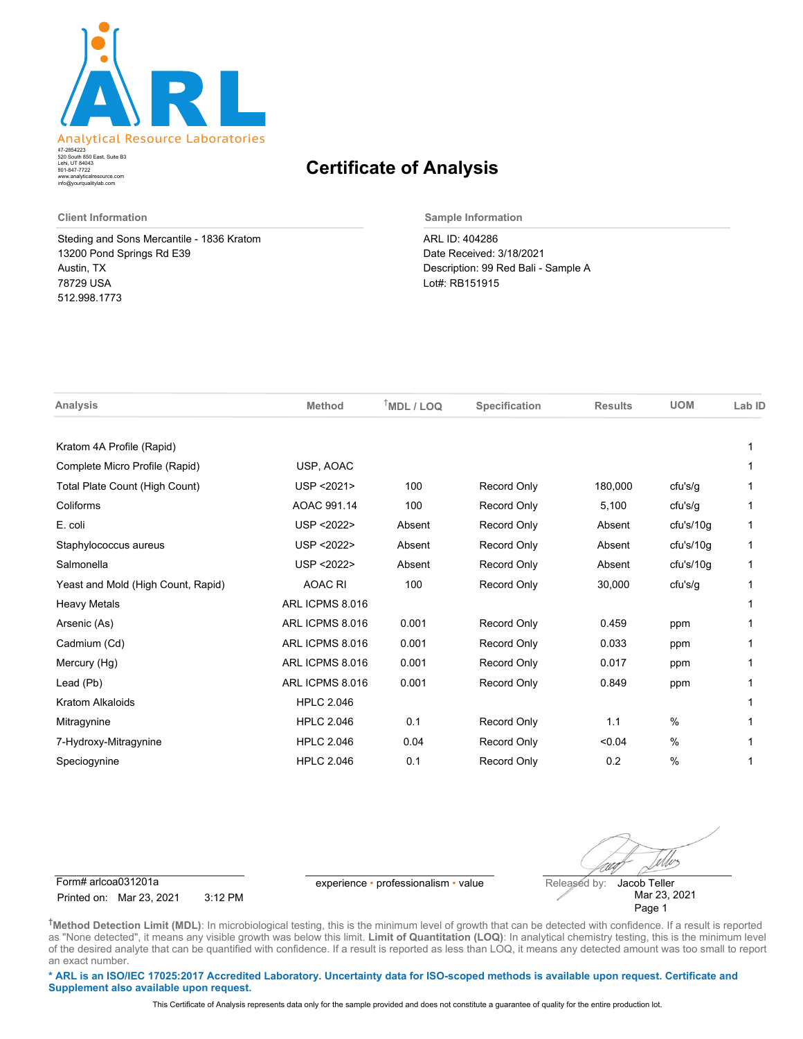ARL

Analytical Resource Laboratories

47-2854223
520 South 850 East, Suite B3
Lehi, UT 84043
801-847-7722
www.analyticalresource.com
info@yourqualitylab.com

# Certificate of Analysis

## Client Information

Steding and Sons Mercantile - 1836 Kratom
13200 Pond Springs Rd E39
Austin, TX
78729 USA
512.998.1773

## Sample Information

ARL ID: 404286
Date Received: 3/18/2021
Description: 99 Red Bali - Sample A
Lot#: RB151915

| Analysis | Method | †MDL / LOQ | Specification | Results | UOM | Lab ID |
|---|---|---|---|---|---|---|
| Kratom 4A Profile (Rapid) | | | | | | 1 |
| Complete Micro Profile (Rapid) | USP, AOAC | | | | | 1 |
| Total Plate Count (High Count) | USP <2021> | 100 | Record Only | 180,000 | cfu's/g | 1 |
| Coliforms | AOAC 991.14 | 100 | Record Only | 5,100 | cfu's/g | 1 |
| E. coli | USP <2022> | Absent | Record Only | Absent | cfu's/10g | 1 |
| Staphylococcus aureus | USP <2022> | Absent | Record Only | Absent | cfu's/10g | 1 |
| Salmonella | USP <2022> | Absent | Record Only | Absent | cfu's/10g | 1 |
| Yeast and Mold (High Count, Rapid) | AOAC RI | 100 | Record Only | 30,000 | cfu's/g | 1 |
| Heavy Metals | ARL ICPMS 8.016 | | | | | 1 |
| Arsenic (As) | ARL ICPMS 8.016 | 0.001 | Record Only | 0.459 | ppm | 1 |
| Cadmium (Cd) | ARL ICPMS 8.016 | 0.001 | Record Only | 0.033 | ppm | 1 |
| Mercury (Hg) | ARL ICPMS 8.016 | 0.001 | Record Only | 0.017 | ppm | 1 |
| Lead (Pb) | ARL ICPMS 8.016 | 0.001 | Record Only | 0.849 | ppm | 1 |
| Kratom Alkaloids | HPLC 2.046 | | | | | 1 |
| Mitragynine | HPLC 2.046 | 0.1 | Record Only | 1.1 | % | 1 |
| 7-Hydroxy-Mitragynine | HPLC 2.046 | 0.04 | Record Only | <0.04 | % | 1 |
| Speciogynine | HPLC 2.046 | 0.1 | Record Only | 0.2 | % | 1 |

Form# arlcoa031201a
Printed on: Mar 23, 2021 3:12 PM

experience • professionalism • value

Released by: Jacob Teller
Mar 23, 2021

†**Method Detection Limit (MDL)**: In microbiological testing, this is the minimum level of growth that can be detected with confidence. If a result is reported as "None detected", it means any visible growth was below this limit. **Limit of Quantitation (LOQ)**: In analytical chemistry testing, this is the minimum level of the desired analyte that can be quantified with confidence. If a result is reported as less than LOQ, it means any detected amount was too small to report an exact number.

**\* ARL is an ISO/IEC 17025:2017 Accredited Laboratory. Uncertainty data for ISO-scoped methods is available upon request. Certificate and Supplement also available upon request.**

This Certificate of Analysis represents data only for the sample provided and does not constitute a guarantee of quality for the entire production lot.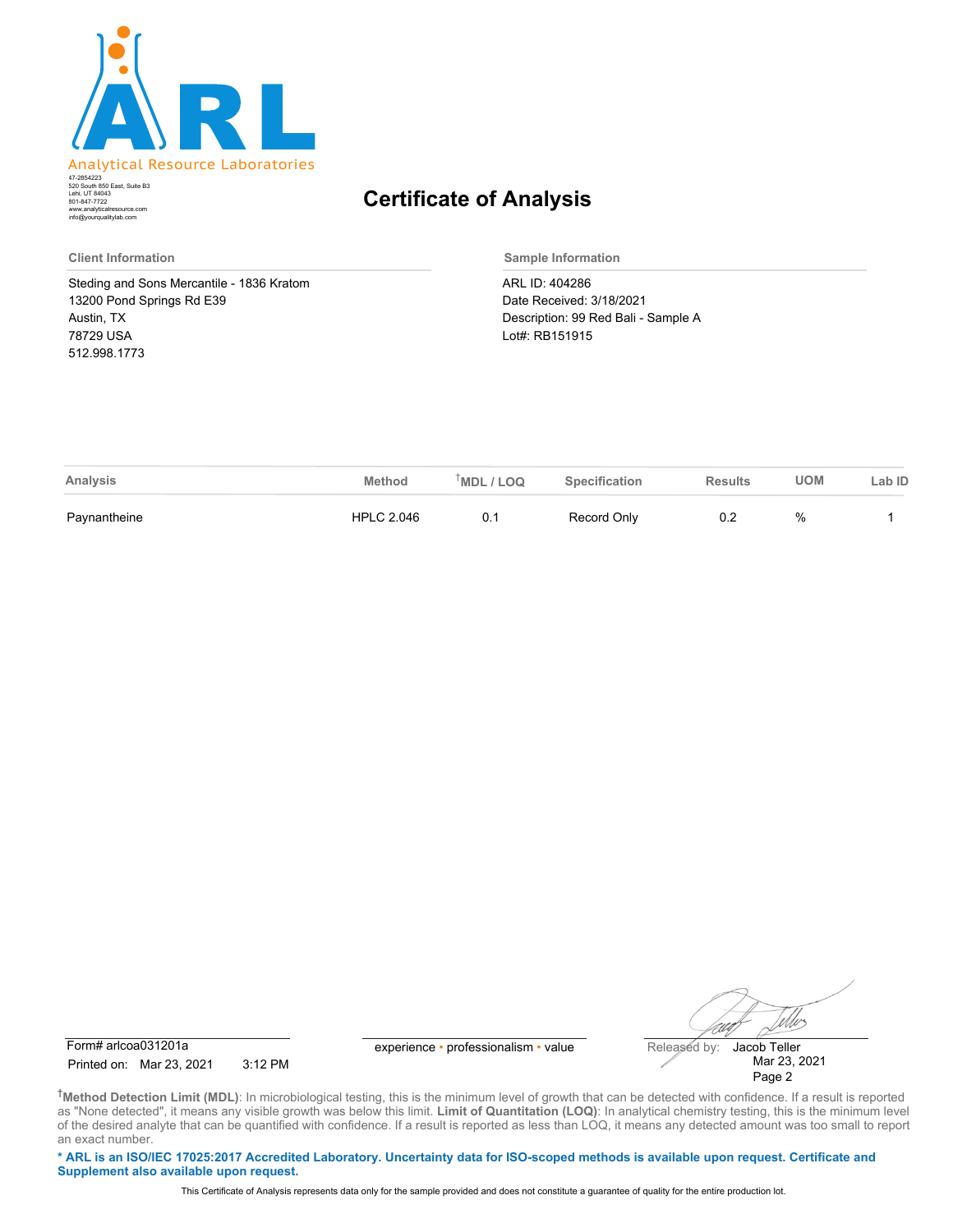Analytical Resource Laboratories

47-2854223
520 South 850 East, Suite B3
Lehi, UT 84043
801-847-7722
www.analyticalresource.com
info@yourqualitylab.com

# Certificate of Analysis

**Client Information**

Steding and Sons Mercantile - 1836 Kratom
13200 Pond Springs Rd E39
Austin, TX
78729 USA
512.998.1773

**Sample Information**

ARL ID: 404286
Date Received: 3/18/2021
Description: 99 Red Bali - Sample A
Lot#: RB151915

| Analysis | Method | †MDL / LOQ | Specification | Results | UOM | Lab ID |
|---|---|---|---|---|---|---|
| Paynantheine | HPLC 2.046 | 0.1 | Record Only | 0.2 | % | 1 |

Form# arlcoa031201a
Printed on: Mar 23, 2021 3:12 PM

experience • professionalism • value

Released by: Jacob Teller
Mar 23, 2021

†**Method Detection Limit (MDL)**: In microbiological testing, this is the minimum level of growth that can be detected with confidence. If a result is reported as "None detected", it means any visible growth was below this limit. **Limit of Quantitation (LOQ)**: In analytical chemistry testing, this is the minimum level of the desired analyte that can be quantified with confidence. If a result is reported as less than LOQ, it means any detected amount was too small to report an exact number.

**\* ARL is an ISO/IEC 17025:2017 Accredited Laboratory. Uncertainty data for ISO-scoped methods is available upon request. Certificate and Supplement also available upon request.**

This Certificate of Analysis represents data only for the sample provided and does not constitute a guarantee of quality for the entire production lot.